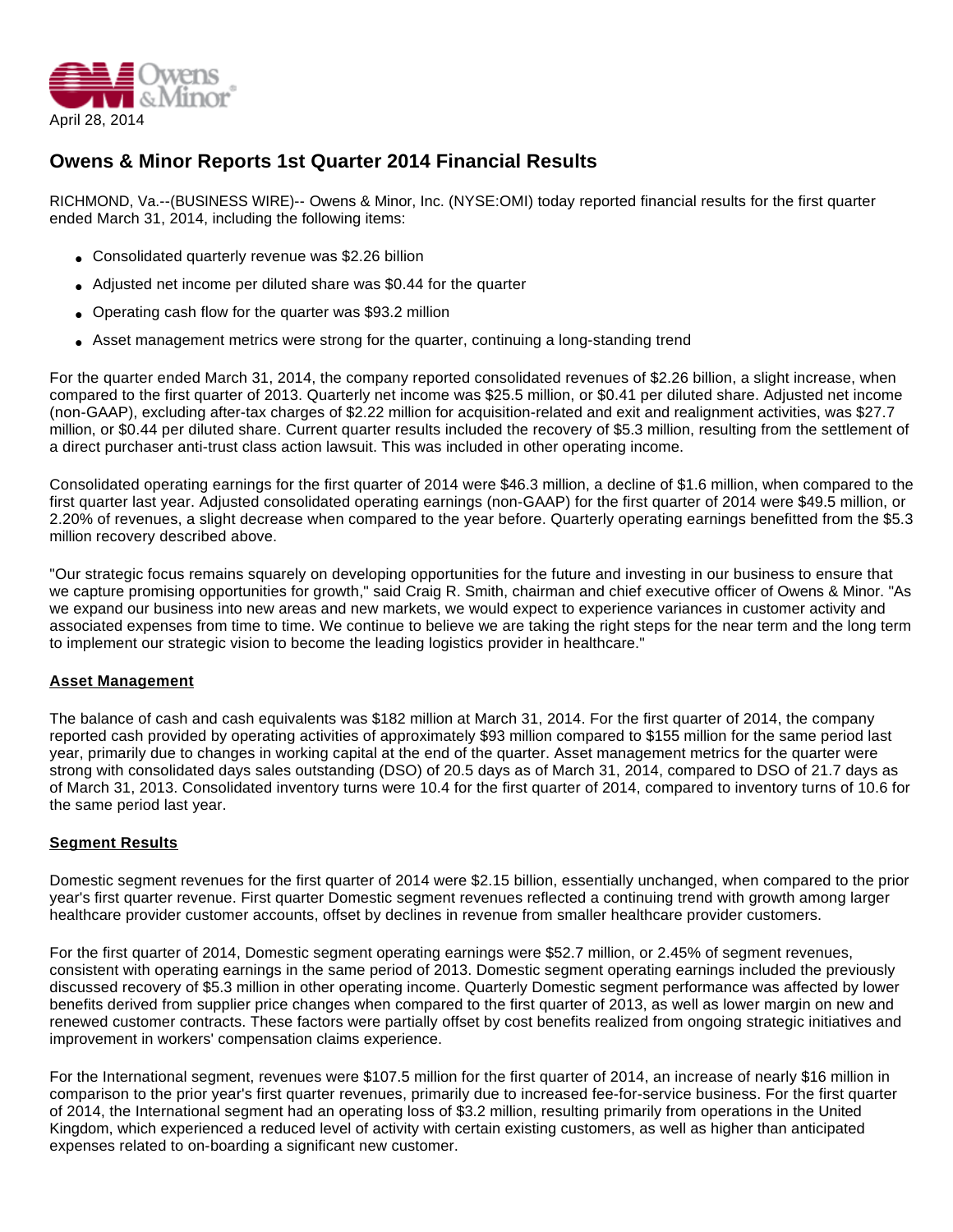April 28, 2014

# Owens & Minor Reports 1st Quarter 2014 Financial Results

RICHMOND, Va.--(BUSINESS WIRE)-- Owens & Minor, Inc. (NYSE:OMI) today reported financial results for the first quarter ended March 31, 2014, including the following items:

- Consolidated quarterly revenue was $2.26 billion
- Adjusted net income per diluted share was $0.44 for the quarter
- Operating cash flow for the quarter was $93.2 million
- Asset management metrics were strong for the quarter, continuing a long-standing trend

For the quarter ended March 31, 2014, the company reported consolidated revenues of $2.26 billion, a slight increase, when compared to the first quarter of 2013. Quarterly net income was $25.5 million, or $0.41 per diluted share. Adjusted net income (non-GAAP), excluding after-tax charges of $2.22 million for acquisition-related and exit and realignment activities, was $27.7 million, or $0.44 per diluted share. Current quarter results included the recovery of $5.3 million, resulting from the settlement of a direct purchaser anti-trust class action lawsuit. This was included in other operating income.

Consolidated operating earnings for the first quarter of 2014 were $46.3 million, a decline of $1.6 million, when compared to the first quarter last year. Adjusted consolidated operating earnings (non-GAAP) for the first quarter of 2014 were $49.5 million, or 2.20% of revenues, a slight decrease when compared to the year before. Quarterly operating earnings benefitted from the $5.3 million recovery described above.

"Our strategic focus remains squarely on developing opportunities for the future and investing in our business to ensure that we capture promising opportunities for growth," said Craig R. Smith, chairman and chief executive officer of Owens & Minor. "As we expand our business into new areas and new markets, we would expect to experience variances in customer activity and associated expenses from time to time. We continue to believe we are taking the right steps for the near term and the long term to implement our strategic vision to become the leading logistics provider in healthcare."

## Asset Management

The balance of cash and cash equivalents was $182 million at March 31, 2014. For the first quarter of 2014, the company reported cash provided by operating activities of approximately $93 million compared to $155 million for the same period last year, primarily due to changes in working capital at the end of the quarter. Asset management metrics for the quarter were strong with consolidated days sales outstanding (DSO) of 20.5 days as of March 31, 2014, compared to DSO of 21.7 days as of March 31, 2013. Consolidated inventory turns were 10.4 for the first quarter of 2014, compared to inventory turns of 10.6 for the same period last year.

## Segment Results

Domestic segment revenues for the first quarter of 2014 were $2.15 billion, essentially unchanged, when compared to the prior year's first quarter revenue. First quarter Domestic segment revenues reflected a continuing trend with growth among larger healthcare provider customer accounts, offset by declines in revenue from smaller healthcare provider customers.

For the first quarter of 2014, Domestic segment operating earnings were $52.7 million, or 2.45% of segment revenues, consistent with operating earnings in the same period of 2013. Domestic segment operating earnings included the previously discussed recovery of $5.3 million in other operating income. Quarterly Domestic segment performance was affected by lower benefits derived from supplier price changes when compared to the first quarter of 2013, as well as lower margin on new and renewed customer contracts. These factors were partially offset by cost benefits realized from ongoing strategic initiatives and improvement in workers' compensation claims experience.

For the International segment, revenues were $107.5 million for the first quarter of 2014, an increase of nearly $16 million in comparison to the prior year's first quarter revenues, primarily due to increased fee-for-service business. For the first quarter of 2014, the International segment had an operating loss of $3.2 million, resulting primarily from operations in the United Kingdom, which experienced a reduced level of activity with certain existing customers, as well as higher than anticipated expenses related to on-boarding a significant new customer.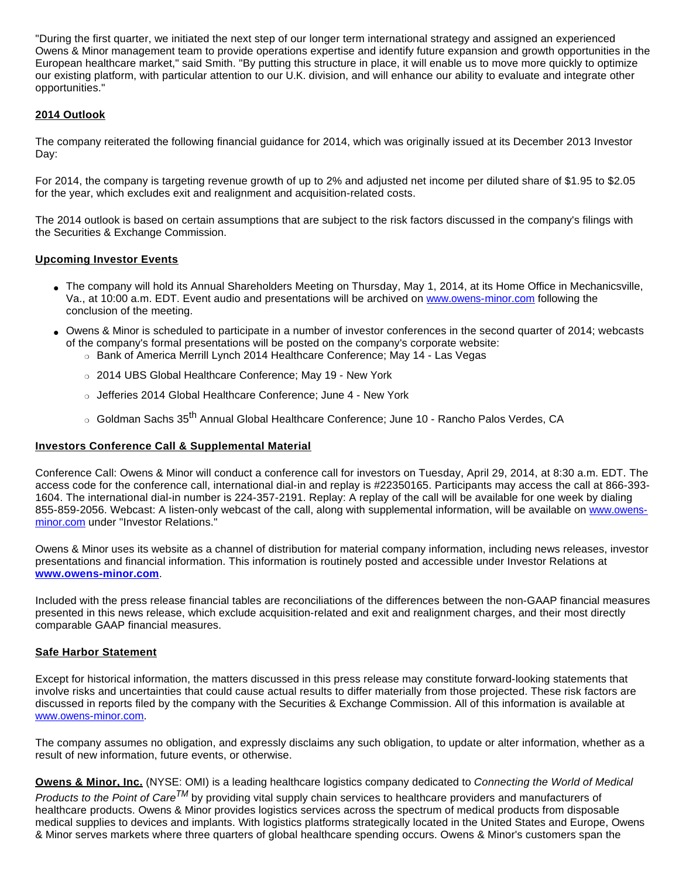"During the first quarter, we initiated the next step of our longer term international strategy and assigned an experienced Owens & Minor management team to provide operations expertise and identify future expansion and growth opportunities in the European healthcare market," said Smith. "By putting this structure in place, it will enable us to move more quickly to optimize our existing platform, with particular attention to our U.K. division, and will enhance our ability to evaluate and integrate other opportunities."

## 2014 Outlook

The company reiterated the following financial guidance for 2014, which was originally issued at its December 2013 Investor Day:

For 2014, the company is targeting revenue growth of up to 2% and adjusted net income per diluted share of $1.95 to $2.05 for the year, which excludes exit and realignment and acquisition-related costs.

The 2014 outlook is based on certain assumptions that are subject to the risk factors discussed in the company's filings with the Securities & Exchange Commission.

## Upcoming Investor Events

- The company will hold its Annual Shareholders Meeting on Thursday, May 1, 2014, at its Home Office in Mechanicsville, Va., at 10:00 a.m. EDT. Event audio and presentations will be archived on www.owens-minor.com following the conclusion of the meeting.
- Owens & Minor is scheduled to participate in a number of investor conferences in the second quarter of 2014; webcasts of the company's formal presentations will be posted on the company's corporate website:
  - Bank of America Merrill Lynch 2014 Healthcare Conference; May 14 - Las Vegas
  - 2014 UBS Global Healthcare Conference; May 19 - New York
  - Jefferies 2014 Global Healthcare Conference; June 4 - New York
  - Goldman Sachs 35th Annual Global Healthcare Conference; June 10 - Rancho Palos Verdes, CA

## Investors Conference Call & Supplemental Material

Conference Call: Owens & Minor will conduct a conference call for investors on Tuesday, April 29, 2014, at 8:30 a.m. EDT. The access code for the conference call, international dial-in and replay is #22350165. Participants may access the call at 866-393-1604. The international dial-in number is 224-357-2191. Replay: A replay of the call will be available for one week by dialing 855-859-2056. Webcast: A listen-only webcast of the call, along with supplemental information, will be available on www.owens-minor.com under "Investor Relations."

Owens & Minor uses its website as a channel of distribution for material company information, including news releases, investor presentations and financial information. This information is routinely posted and accessible under Investor Relations at **www.owens-minor.com**.

Included with the press release financial tables are reconciliations of the differences between the non-GAAP financial measures presented in this news release, which exclude acquisition-related and exit and realignment charges, and their most directly comparable GAAP financial measures.

## Safe Harbor Statement

Except for historical information, the matters discussed in this press release may constitute forward-looking statements that involve risks and uncertainties that could cause actual results to differ materially from those projected. These risk factors are discussed in reports filed by the company with the Securities & Exchange Commission. All of this information is available at www.owens-minor.com.

The company assumes no obligation, and expressly disclaims any such obligation, to update or alter information, whether as a result of new information, future events, or otherwise.

**Owens & Minor, Inc.** (NYSE: OMI) is a leading healthcare logistics company dedicated to *Connecting the World of Medical Products to the Point of Care*™ by providing vital supply chain services to healthcare providers and manufacturers of healthcare products. Owens & Minor provides logistics services across the spectrum of medical products from disposable medical supplies to devices and implants. With logistics platforms strategically located in the United States and Europe, Owens & Minor serves markets where three quarters of global healthcare spending occurs. Owens & Minor's customers span the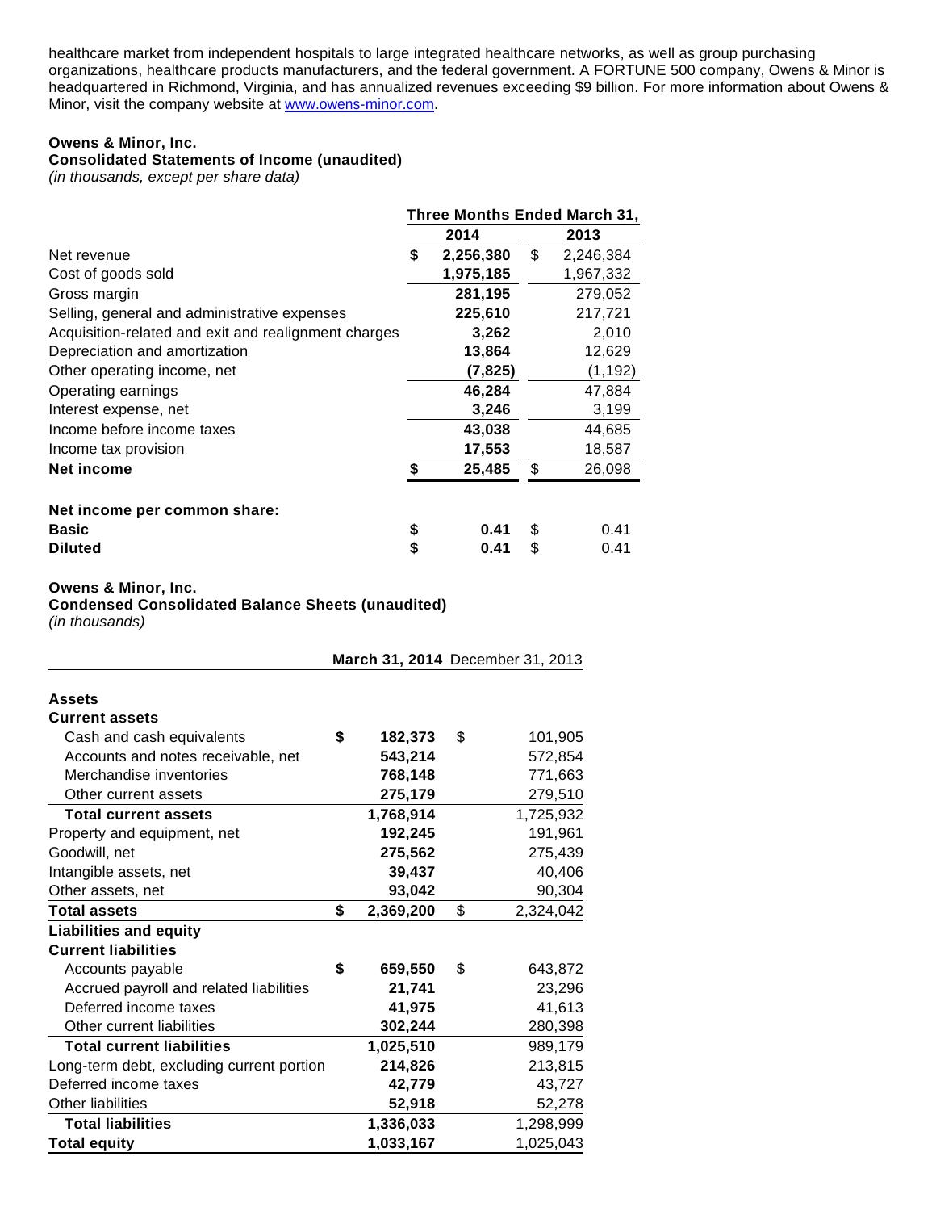healthcare market from independent hospitals to large integrated healthcare networks, as well as group purchasing organizations, healthcare products manufacturers, and the federal government. A FORTUNE 500 company, Owens & Minor is headquartered in Richmond, Virginia, and has annualized revenues exceeding $9 billion. For more information about Owens & Minor, visit the company website at [www.owens-minor.com](http://www.owens-minor.com).

**Owens & Minor, Inc.**
**Consolidated Statements of Income (unaudited)**
*(in thousands, except per share data)*

| | Three Months Ended March 31, | |
|---|---|---|
| | **2014** | **2013** |
| Net revenue | **$ 2,256,380** | $ 2,246,384 |
| Cost of goods sold | **1,975,185** | 1,967,332 |
| Gross margin | **281,195** | 279,052 |
| Selling, general and administrative expenses | **225,610** | 217,721 |
| Acquisition-related and exit and realignment charges | **3,262** | 2,010 |
| Depreciation and amortization | **13,864** | 12,629 |
| Other operating income, net | **(7,825)** | (1,192) |
| Operating earnings | **46,284** | 47,884 |
| Interest expense, net | **3,246** | 3,199 |
| Income before income taxes | **43,038** | 44,685 |
| Income tax provision | **17,553** | 18,587 |
| **Net income** | **$ 25,485** | $ 26,098 |
| | | |
| **Net income per common share:** | | |
| **Basic** | **$ 0.41** | $ 0.41 |
| **Diluted** | **$ 0.41** | $ 0.41 |

**Owens & Minor, Inc.**
**Condensed Consolidated Balance Sheets (unaudited)**
*(in thousands)*

| | **March 31, 2014** | December 31, 2013 |
|---|---|---|
| **Assets** | | |
| **Current assets** | | |
| Cash and cash equivalents | **$ 182,373** | $ 101,905 |
| Accounts and notes receivable, net | **543,214** | 572,854 |
| Merchandise inventories | **768,148** | 771,663 |
| Other current assets | **275,179** | 279,510 |
| **Total current assets** | **1,768,914** | 1,725,932 |
| Property and equipment, net | **192,245** | 191,961 |
| Goodwill, net | **275,562** | 275,439 |
| Intangible assets, net | **39,437** | 40,406 |
| Other assets, net | **93,042** | 90,304 |
| **Total assets** | **$ 2,369,200** | $ 2,324,042 |
| **Liabilities and equity** | | |
| **Current liabilities** | | |
| Accounts payable | **$ 659,550** | $ 643,872 |
| Accrued payroll and related liabilities | **21,741** | 23,296 |
| Deferred income taxes | **41,975** | 41,613 |
| Other current liabilities | **302,244** | 280,398 |
| **Total current liabilities** | **1,025,510** | 989,179 |
| Long-term debt, excluding current portion | **214,826** | 213,815 |
| Deferred income taxes | **42,779** | 43,727 |
| Other liabilities | **52,918** | 52,278 |
| **Total liabilities** | **1,336,033** | 1,298,999 |
| **Total equity** | **1,033,167** | 1,025,043 |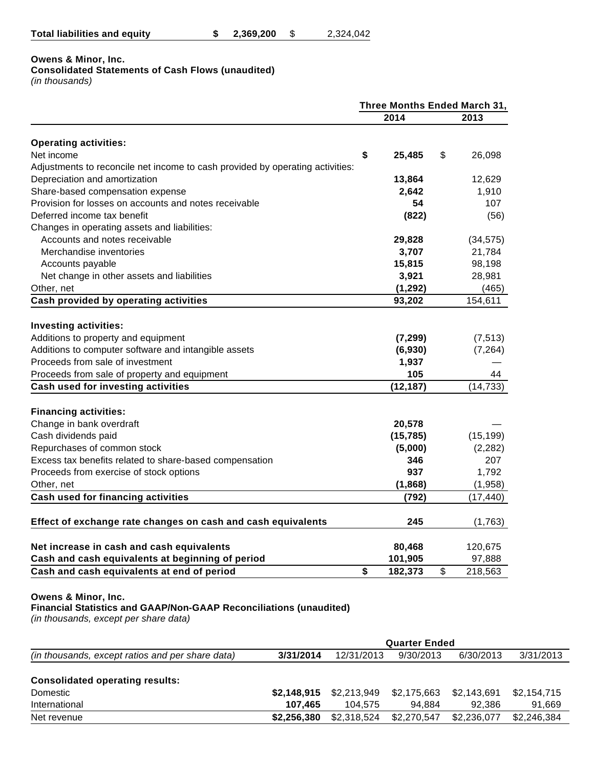| | | |
|---|---|---|
| **Total liabilities and equity** | **$ 2,369,200** | $ 2,324,042 |

**Owens & Minor, Inc.**
**Consolidated Statements of Cash Flows (unaudited)**
*(in thousands)*

| | Three Months Ended March 31, | |
|---|---|---|
| | **2014** | **2013** |
| **Operating activities:** | | |
| Net income | **$ 25,485** | $ 26,098 |
| Adjustments to reconcile net income to cash provided by operating activities: | | |
| Depreciation and amortization | **13,864** | 12,629 |
| Share-based compensation expense | **2,642** | 1,910 |
| Provision for losses on accounts and notes receivable | **54** | 107 |
| Deferred income tax benefit | **(822)** | (56) |
| Changes in operating assets and liabilities: | | |
| Accounts and notes receivable | **29,828** | (34,575) |
| Merchandise inventories | **3,707** | 21,784 |
| Accounts payable | **15,815** | 98,198 |
| Net change in other assets and liabilities | **3,921** | 28,981 |
| Other, net | **(1,292)** | (465) |
| **Cash provided by operating activities** | **93,202** | 154,611 |
| **Investing activities:** | | |
| Additions to property and equipment | **(7,299)** | (7,513) |
| Additions to computer software and intangible assets | **(6,930)** | (7,264) |
| Proceeds from sale of investment | **1,937** | — |
| Proceeds from sale of property and equipment | **105** | 44 |
| **Cash used for investing activities** | **(12,187)** | (14,733) |
| **Financing activities:** | | |
| Change in bank overdraft | **20,578** | — |
| Cash dividends paid | **(15,785)** | (15,199) |
| Repurchases of common stock | **(5,000)** | (2,282) |
| Excess tax benefits related to share-based compensation | **346** | 207 |
| Proceeds from exercise of stock options | **937** | 1,792 |
| Other, net | **(1,868)** | (1,958) |
| **Cash used for financing activities** | **(792)** | (17,440) |
| **Effect of exchange rate changes on cash and cash equivalents** | **245** | (1,763) |
| **Net increase in cash and cash equivalents** | **80,468** | 120,675 |
| **Cash and cash equivalents at beginning of period** | **101,905** | 97,888 |
| **Cash and cash equivalents at end of period** | **$ 182,373** | $ 218,563 |

**Owens & Minor, Inc.**
**Financial Statistics and GAAP/Non-GAAP Reconciliations (unaudited)**
*(in thousands, except per share data)*

| | Quarter Ended | | | | |
|---|---|---|---|---|---|
| *(in thousands, except ratios and per share data)* | **3/31/2014** | 12/31/2013 | 9/30/2013 | 6/30/2013 | 3/31/2013 |
| **Consolidated operating results:** | | | | | |
| Domestic | **$2,148,915** | $2,213,949 | $2,175,663 | $2,143,691 | $2,154,715 |
| International | **107,465** | 104,575 | 94,884 | 92,386 | 91,669 |
| Net revenue | **$2,256,380** | $2,318,524 | $2,270,547 | $2,236,077 | $2,246,384 |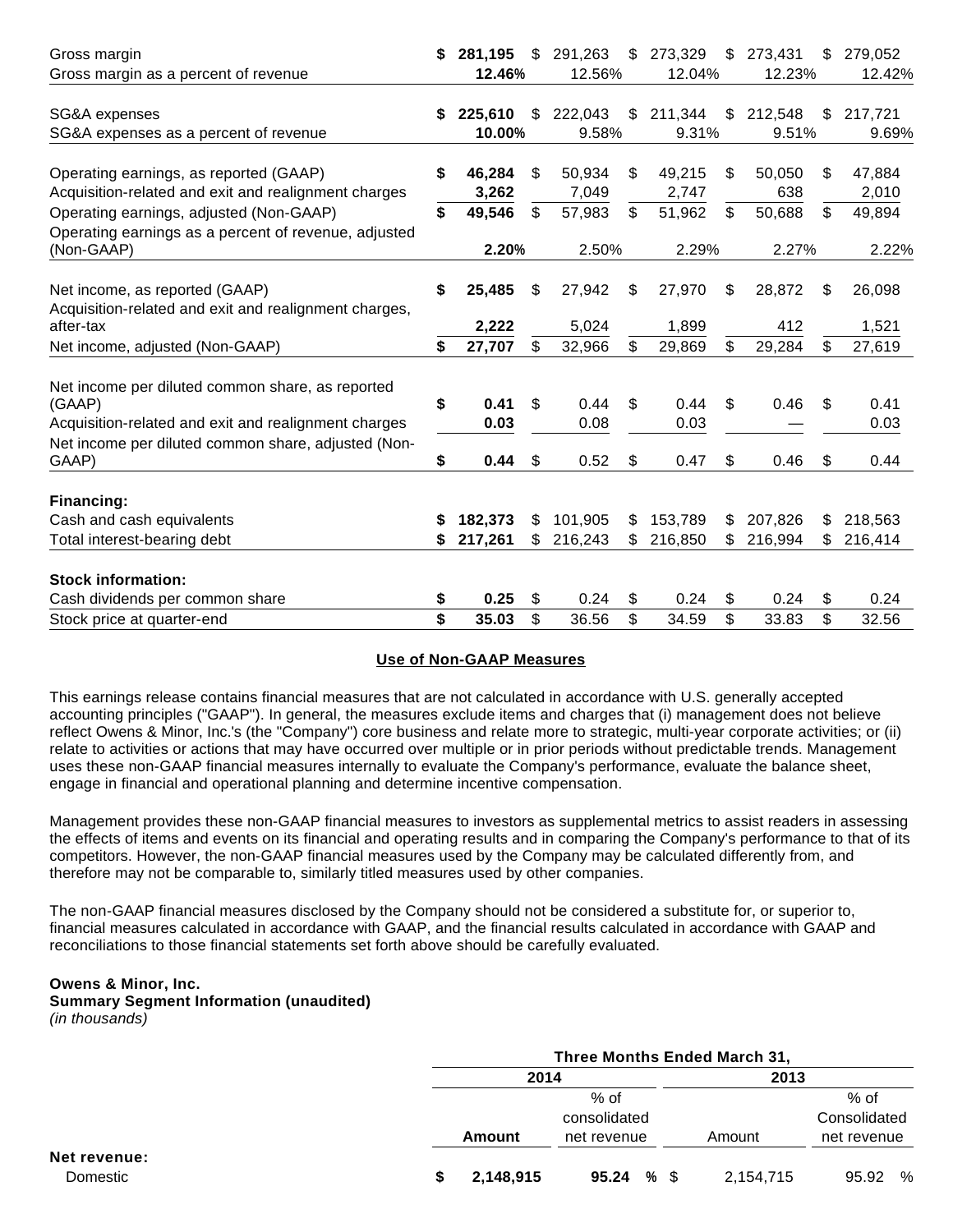| | | | | | |
|---|---|---|---|---|---|
| Gross margin | **$ 281,195** | $ 291,263 | $ 273,329 | $ 273,431 | $ 279,052 |
| Gross margin as a percent of revenue | **12.46%** | 12.56% | 12.04% | 12.23% | 12.42% |
| | | | | | |
| SG&A expenses | **$ 225,610** | $ 222,043 | $ 211,344 | $ 212,548 | $ 217,721 |
| SG&A expenses as a percent of revenue | **10.00%** | 9.58% | 9.31% | 9.51% | 9.69% |
| | | | | | |
| Operating earnings, as reported (GAAP) | **$ 46,284** | $ 50,934 | $ 49,215 | $ 50,050 | $ 47,884 |
| Acquisition-related and exit and realignment charges | **3,262** | 7,049 | 2,747 | 638 | 2,010 |
| Operating earnings, adjusted (Non-GAAP) | **$ 49,546** | $ 57,983 | $ 51,962 | $ 50,688 | $ 49,894 |
| Operating earnings as a percent of revenue, adjusted (Non-GAAP) | **2.20%** | 2.50% | 2.29% | 2.27% | 2.22% |
| | | | | | |
| Net income, as reported (GAAP) | **$ 25,485** | $ 27,942 | $ 27,970 | $ 28,872 | $ 26,098 |
| Acquisition-related and exit and realignment charges, after-tax | **2,222** | 5,024 | 1,899 | 412 | 1,521 |
| Net income, adjusted (Non-GAAP) | **$ 27,707** | $ 32,966 | $ 29,869 | $ 29,284 | $ 27,619 |
| | | | | | |
| Net income per diluted common share, as reported (GAAP) | **$ 0.41** | $ 0.44 | $ 0.44 | $ 0.46 | $ 0.41 |
| Acquisition-related and exit and realignment charges | **0.03** | 0.08 | 0.03 | — | 0.03 |
| Net income per diluted common share, adjusted (Non-GAAP) | **$ 0.44** | $ 0.52 | $ 0.47 | $ 0.46 | $ 0.44 |
| | | | | | |
| **Financing:** | | | | | |
| Cash and cash equivalents | **$ 182,373** | $ 101,905 | $ 153,789 | $ 207,826 | $ 218,563 |
| Total interest-bearing debt | **$ 217,261** | $ 216,243 | $ 216,850 | $ 216,994 | $ 216,414 |
| | | | | | |
| **Stock information:** | | | | | |
| Cash dividends per common share | **$ 0.25** | $ 0.24 | $ 0.24 | $ 0.24 | $ 0.24 |
| Stock price at quarter-end | **$ 35.03** | $ 36.56 | $ 34.59 | $ 33.83 | $ 32.56 |

**Use of Non-GAAP Measures**

This earnings release contains financial measures that are not calculated in accordance with U.S. generally accepted accounting principles ("GAAP"). In general, the measures exclude items and charges that (i) management does not believe reflect Owens & Minor, Inc.'s (the "Company") core business and relate more to strategic, multi-year corporate activities; or (ii) relate to activities or actions that may have occurred over multiple or in prior periods without predictable trends. Management uses these non-GAAP financial measures internally to evaluate the Company's performance, evaluate the balance sheet, engage in financial and operational planning and determine incentive compensation.

Management provides these non-GAAP financial measures to investors as supplemental metrics to assist readers in assessing the effects of items and events on its financial and operating results and in comparing the Company's performance to that of its competitors. However, the non-GAAP financial measures used by the Company may be calculated differently from, and therefore may not be comparable to, similarly titled measures used by other companies.

The non-GAAP financial measures disclosed by the Company should not be considered a substitute for, or superior to, financial measures calculated in accordance with GAAP, and the financial results calculated in accordance with GAAP and reconciliations to those financial statements set forth above should be carefully evaluated.

**Owens & Minor, Inc.**
**Summary Segment Information (unaudited)**
*(in thousands)*

| | Three Months Ended March 31, | | | |
|---|---|---|---|---|
| | **2014** | | **2013** | |
| | **Amount** | % of consolidated net revenue | Amount | % of Consolidated net revenue |
| **Net revenue:** | | | | |
| Domestic | **$ 2,148,915** | **95.24 %** | $ 2,154,715 | 95.92 % |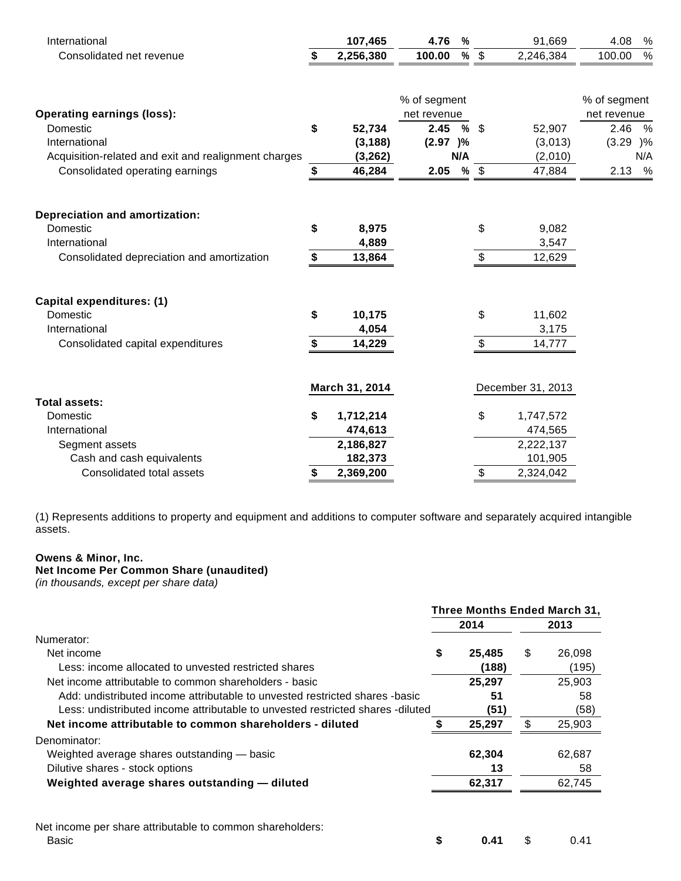| | | | | |
|---|---|---|---|---|
| International | 107,465 | 4.76 % | 91,669 | 4.08 % |
| Consolidated net revenue | $ 2,256,380 | 100.00 % | $ 2,246,384 | 100.00 % |

| | | % of segment net revenue | | % of segment net revenue |
|---|---|---|---|---|
| **Operating earnings (loss):** | | | | |
| Domestic | $ 52,734 | 2.45 % | $ 52,907 | 2.46 % |
| International | (3,188) | (2.97 )% | (3,013) | (3.29 )% |
| Acquisition-related and exit and realignment charges | (3,262) | N/A | (2,010) | N/A |
| Consolidated operating earnings | $ 46,284 | 2.05 % | $ 47,884 | 2.13 % |

| | | |
|---|---|---|
| **Depreciation and amortization:** | | |
| Domestic | $ 8,975 | $ 9,082 |
| International | 4,889 | 3,547 |
| Consolidated depreciation and amortization | $ 13,864 | $ 12,629 |

| | | |
|---|---|---|
| **Capital expenditures: (1)** | | |
| Domestic | $ 10,175 | $ 11,602 |
| International | 4,054 | 3,175 |
| Consolidated capital expenditures | $ 14,229 | $ 14,777 |

| | March 31, 2014 | December 31, 2013 |
|---|---|---|
| **Total assets:** | | |
| Domestic | $ 1,712,214 | $ 1,747,572 |
| International | 474,613 | 474,565 |
| Segment assets | 2,186,827 | 2,222,137 |
| Cash and cash equivalents | 182,373 | 101,905 |
| Consolidated total assets | $ 2,369,200 | $ 2,324,042 |

(1) Represents additions to property and equipment and additions to computer software and separately acquired intangible assets.

**Owens & Minor, Inc.**
**Net Income Per Common Share (unaudited)**
*(in thousands, except per share data)*

| | Three Months Ended March 31, | |
|---|---|---|
| | 2014 | 2013 |
| Numerator: | | |
| Net income | $ 25,485 | $ 26,098 |
| Less: income allocated to unvested restricted shares | (188) | (195) |
| Net income attributable to common shareholders - basic | 25,297 | 25,903 |
| Add: undistributed income attributable to unvested restricted shares -basic | 51 | 58 |
| Less: undistributed income attributable to unvested restricted shares -diluted | (51) | (58) |
| **Net income attributable to common shareholders - diluted** | $ 25,297 | $ 25,903 |
| Denominator: | | |
| Weighted average shares outstanding — basic | 62,304 | 62,687 |
| Dilutive shares - stock options | 13 | 58 |
| **Weighted average shares outstanding — diluted** | 62,317 | 62,745 |
| | | |
| Net income per share attributable to common shareholders: | | |
| Basic | $ 0.41 | $ 0.41 |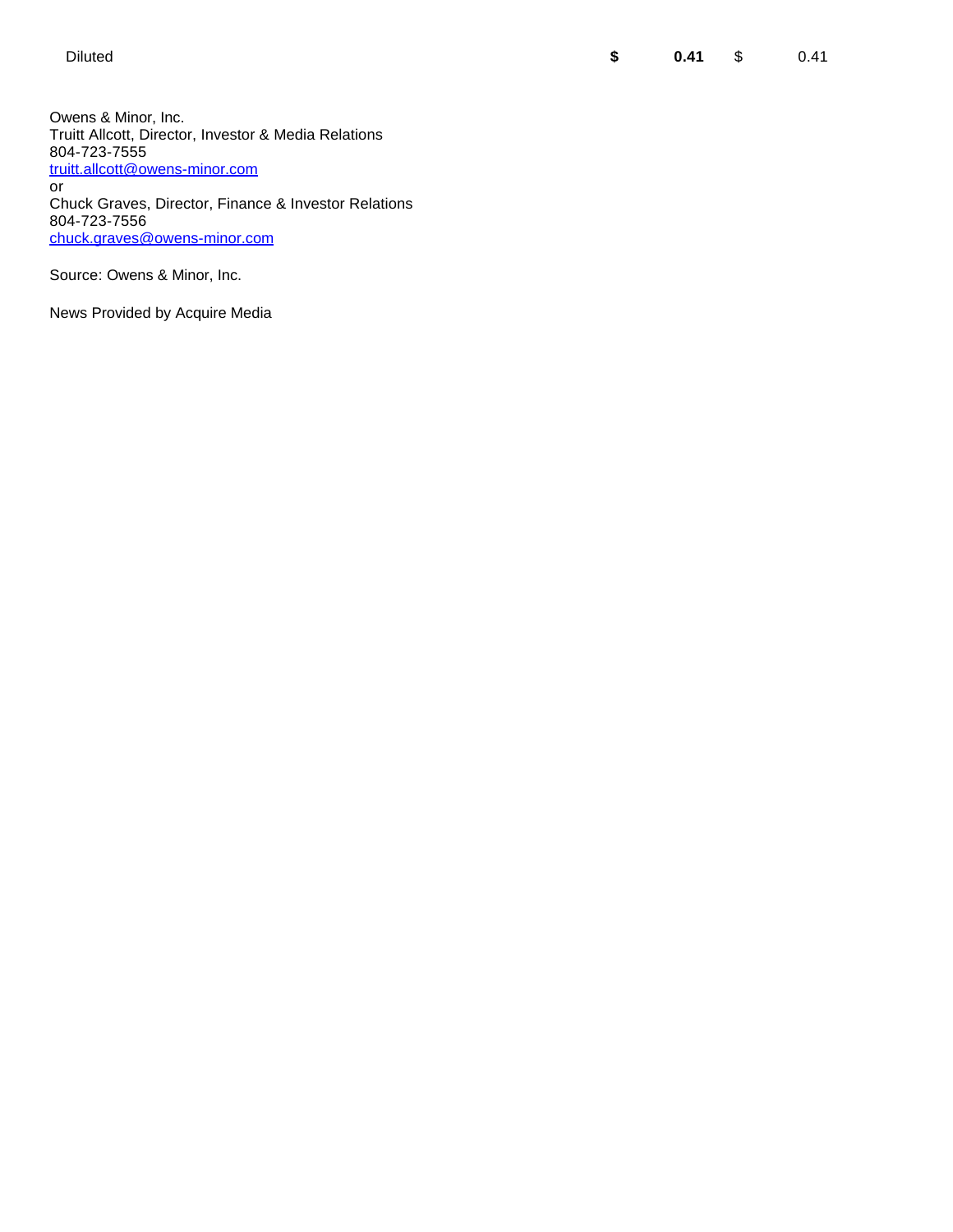| | | |
|---|---|---|
| Diluted | **$ 0.41** | $ 0.41 |

Owens & Minor, Inc.
Truitt Allcott, Director, Investor & Media Relations
804-723-7555
truitt.allcott@owens-minor.com
or
Chuck Graves, Director, Finance & Investor Relations
804-723-7556
chuck.graves@owens-minor.com

Source: Owens & Minor, Inc.

News Provided by Acquire Media